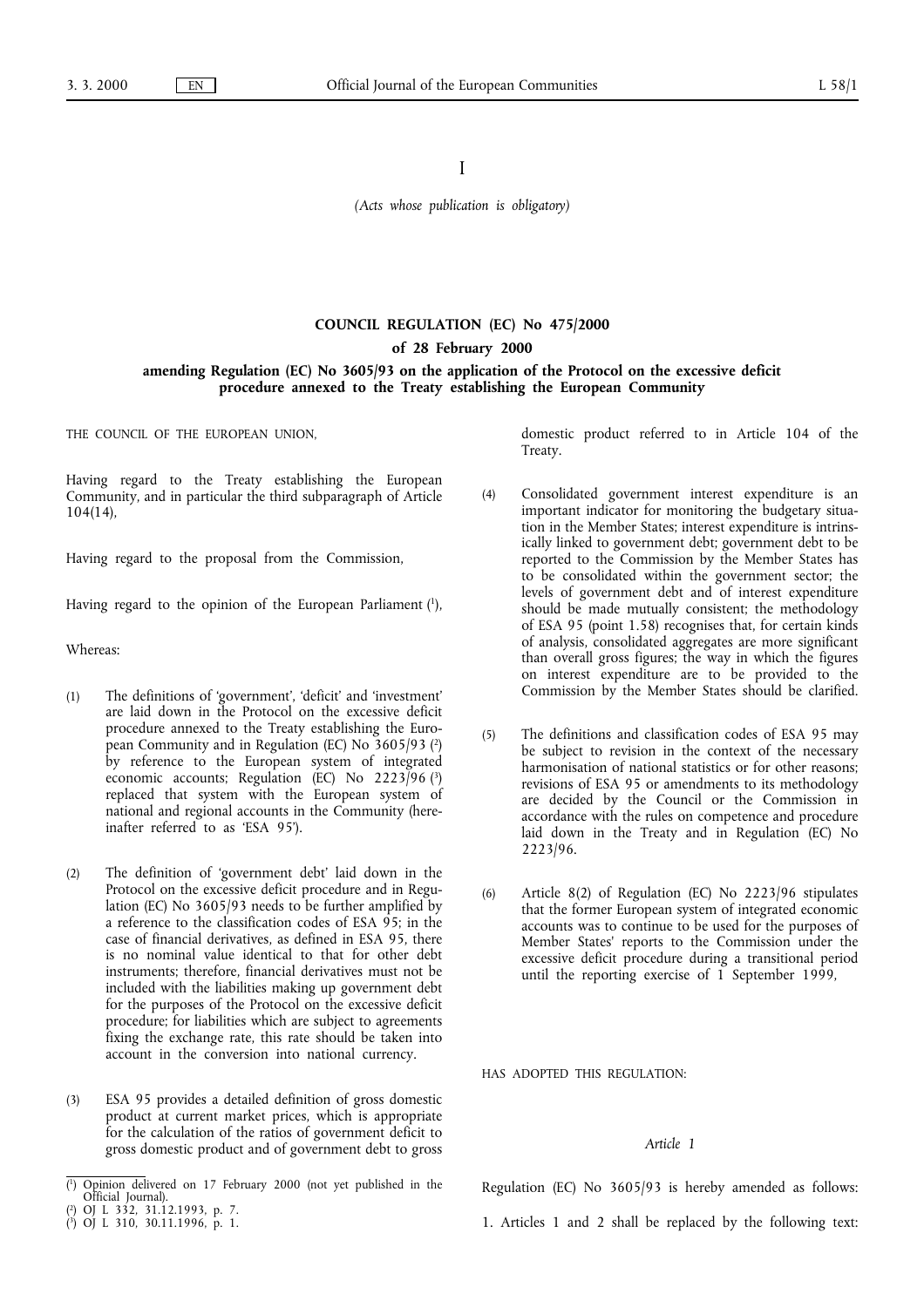I

*(Acts whose publication is obligatory)*

# COUNCIL REGULATION (EC) No 475/2000

## of 28 February 2000

## amending Regulation (EC) No 3605/93 on the application of the Protocol on the excessive deficit procedure annexed to the Treaty establishing the European Community

THE COUNCIL OF THE EUROPEAN UNION,

Having regard to the Treaty establishing the European Community, and in particular the third subparagraph of Article 104(14),

Having regard to the proposal from the Commission,

Having regard to the opinion of the European Parliament [1],

Whereas:

(1) The definitions of 'government', 'deficit' and 'investment' are laid down in the Protocol on the excessive deficit procedure annexed to the Treaty establishing the European Community and in Regulation (EC) No 3605/93 [2] by reference to the European system of integrated economic accounts; Regulation (EC) No 2223/96 [3] replaced that system with the European system of national and regional accounts in the Community (hereinafter referred to as 'ESA 95').

(2) The definition of 'government debt' laid down in the Protocol on the excessive deficit procedure and in Regulation (EC) No 3605/93 needs to be further amplified by a reference to the classification codes of ESA 95; in the case of financial derivatives, as defined in ESA 95, there is no nominal value identical to that for other debt instruments; therefore, financial derivatives must not be included with the liabilities making up government debt for the purposes of the Protocol on the excessive deficit procedure; for liabilities which are subject to agreements fixing the exchange rate, this rate should be taken into account in the conversion into national currency.

(3) ESA 95 provides a detailed definition of gross domestic product at current market prices, which is appropriate for the calculation of the ratios of government deficit to gross domestic product and of government debt to gross domestic product referred to in Article 104 of the Treaty.

(4) Consolidated government interest expenditure is an important indicator for monitoring the budgetary situation in the Member States; interest expenditure is intrinsically linked to government debt; government debt to be reported to the Commission by the Member States has to be consolidated within the government sector; the levels of government debt and of interest expenditure should be made mutually consistent; the methodology of ESA 95 (point 1.58) recognises that, for certain kinds of analysis, consolidated aggregates are more significant than overall gross figures; the way in which the figures on interest expenditure are to be provided to the Commission by the Member States should be clarified.

(5) The definitions and classification codes of ESA 95 may be subject to revision in the context of the necessary harmonisation of national statistics or for other reasons; revisions of ESA 95 or amendments to its methodology are decided by the Council or the Commission in accordance with the rules on competence and procedure laid down in the Treaty and in Regulation (EC) No 2223/96.

(6) Article 8(2) of Regulation (EC) No 2223/96 stipulates that the former European system of integrated economic accounts was to continue to be used for the purposes of Member States' reports to the Commission under the excessive deficit procedure during a transitional period until the reporting exercise of 1 September 1999,

HAS ADOPTED THIS REGULATION:

*Article 1*

Regulation (EC) No 3605/93 is hereby amended as follows:

1. Articles 1 and 2 shall be replaced by the following text:

---

[1] Opinion delivered on 17 February 2000 (not yet published in the Official Journal).

[2] OJ L 332, 31.12.1993, p. 7.

[3] OJ L 310, 30.11.1996, p. 1.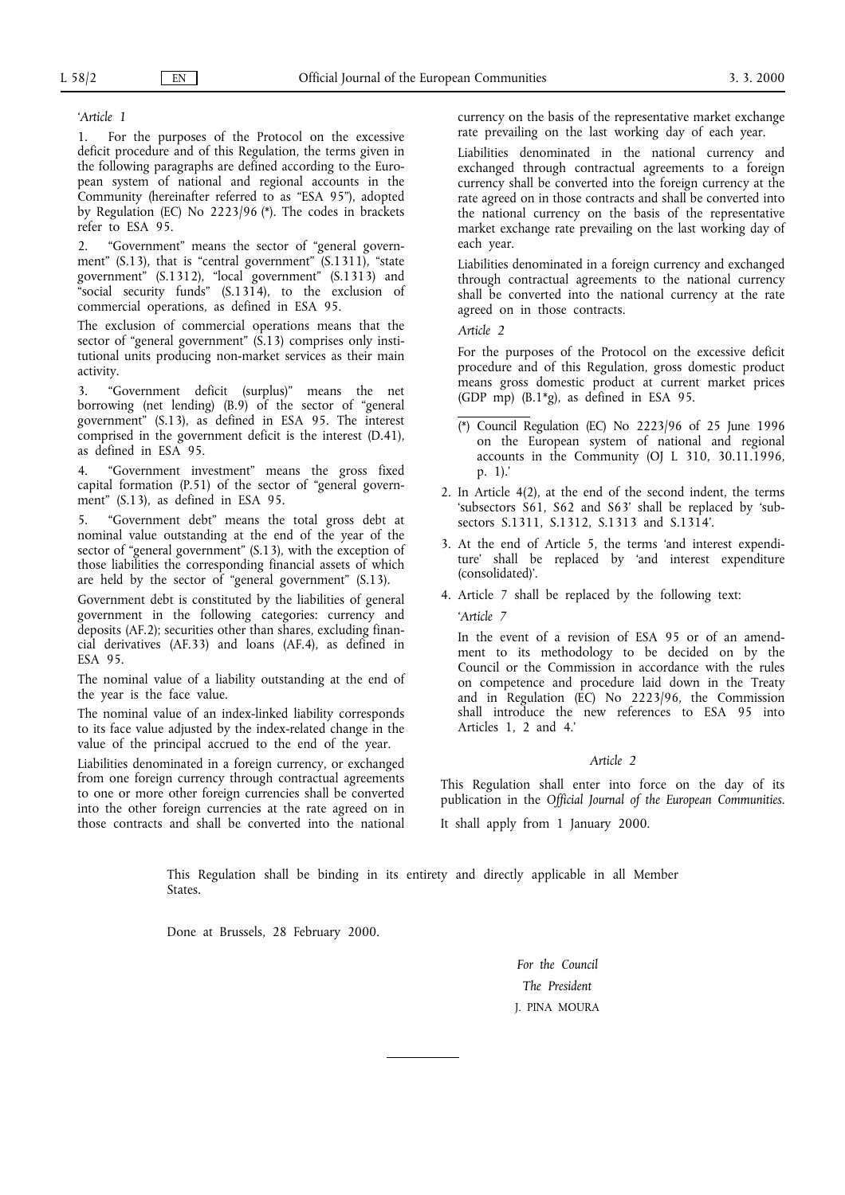'*Article 1*

1. For the purposes of the Protocol on the excessive deficit procedure and of this Regulation, the terms given in the following paragraphs are defined according to the European system of national and regional accounts in the Community (hereinafter referred to as "ESA 95"), adopted by Regulation (EC) No 2223/96 (*). The codes in brackets refer to ESA 95.

2. "Government" means the sector of "general government" (S.13), that is "central government" (S.1311), "state government" (S.1312), "local government" (S.1313) and "social security funds" (S.1314), to the exclusion of commercial operations, as defined in ESA 95.

The exclusion of commercial operations means that the sector of "general government" (S.13) comprises only institutional units producing non-market services as their main activity.

3. "Government deficit (surplus)" means the net borrowing (net lending) (B.9) of the sector of "general government" (S.13), as defined in ESA 95. The interest comprised in the government deficit is the interest (D.41), as defined in ESA 95.

4. "Government investment" means the gross fixed capital formation (P.51) of the sector of "general government" (S.13), as defined in ESA 95.

5. "Government debt" means the total gross debt at nominal value outstanding at the end of the year of the sector of "general government" (S.13), with the exception of those liabilities the corresponding financial assets of which are held by the sector of "general government" (S.13).

Government debt is constituted by the liabilities of general government in the following categories: currency and deposits (AF.2); securities other than shares, excluding financial derivatives (AF.33) and loans (AF.4), as defined in ESA 95.

The nominal value of a liability outstanding at the end of the year is the face value.

The nominal value of an index-linked liability corresponds to its face value adjusted by the index-related change in the value of the principal accrued to the end of the year.

Liabilities denominated in a foreign currency, or exchanged from one foreign currency through contractual agreements to one or more other foreign currencies shall be converted into the other foreign currencies at the rate agreed on in those contracts and shall be converted into the national currency on the basis of the representative market exchange rate prevailing on the last working day of each year.

Liabilities denominated in the national currency and exchanged through contractual agreements to a foreign currency shall be converted into the foreign currency at the rate agreed on in those contracts and shall be converted into the national currency on the basis of the representative market exchange rate prevailing on the last working day of each year.

Liabilities denominated in a foreign currency and exchanged through contractual agreements to the national currency shall be converted into the national currency at the rate agreed on in those contracts.

*Article 2*

For the purposes of the Protocol on the excessive deficit procedure and of this Regulation, gross domestic product means gross domestic product at current market prices (GDP mp) (B.1*g), as defined in ESA 95.

(*) Council Regulation (EC) No 2223/96 of 25 June 1996 on the European system of national and regional accounts in the Community (OJ L 310, 30.11.1996, p. 1).'

2. In Article 4(2), at the end of the second indent, the terms 'subsectors S61, S62 and S63' shall be replaced by 'subsectors S.1311, S.1312, S.1313 and S.1314'.

3. At the end of Article 5, the terms 'and interest expenditure' shall be replaced by 'and interest expenditure (consolidated)'.

4. Article 7 shall be replaced by the following text:

'*Article 7*

In the event of a revision of ESA 95 or of an amendment to its methodology to be decided on by the Council or the Commission in accordance with the rules on competence and procedure laid down in the Treaty and in Regulation (EC) No 2223/96, the Commission shall introduce the new references to ESA 95 into Articles 1, 2 and 4.'

*Article 2*

This Regulation shall enter into force on the day of its publication in the *Official Journal of the European Communities*.

It shall apply from 1 January 2000.

This Regulation shall be binding in its entirety and directly applicable in all Member States.

Done at Brussels, 28 February 2000.

*For the Council*

*The President*

J. PINA MOURA